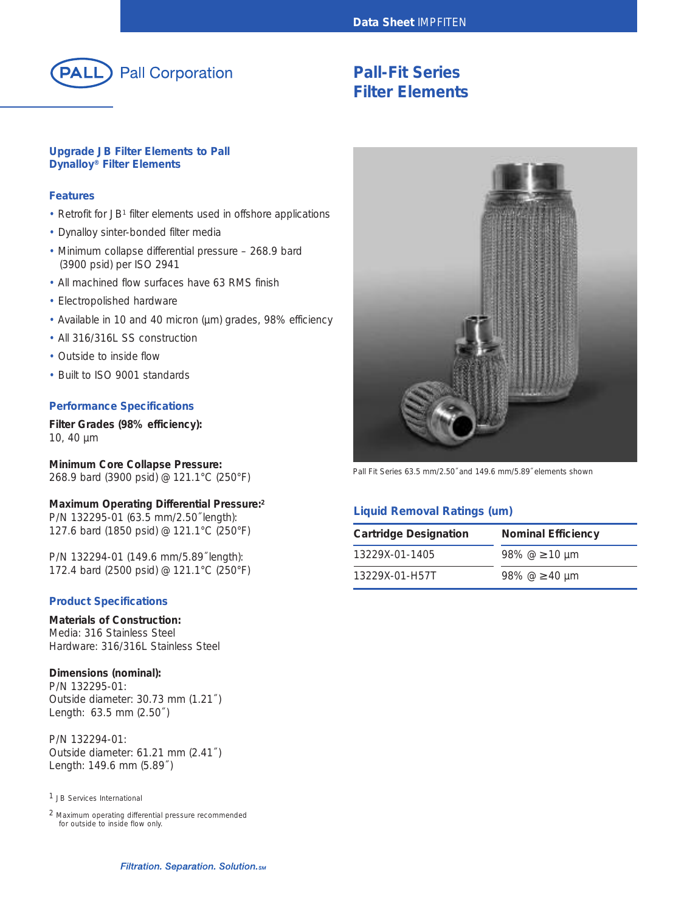Pall Corporation

# Pall-Fit Series Filter Elements

## Upgrade JB Filter Elements to Pall Dynalloy® Filter Elements

### Features

- Retrofit for JB[1] filter elements used in offshore applications
- Dynalloy sinter-bonded filter media
- Minimum collapse differential pressure – 268.9 bard (3900 psid) per ISO 2941
- All machined flow surfaces have 63 RMS finish
- Electropolished hardware
- Available in 10 and 40 micron (µm) grades, 98% efficiency
- All 316/316L SS construction
- Outside to inside flow
- Built to ISO 9001 standards

### Performance Specifications

**Filter Grades (98% efficiency):**
10, 40 µm

**Minimum Core Collapse Pressure:**
268.9 bard (3900 psid) @ 121.1°C (250°F)

**Maximum Operating Differential Pressure:**[2]
P/N 132295-01 (63.5 mm/2.50˝length):
127.6 bard (1850 psid) @ 121.1°C (250°F)

P/N 132294-01 (149.6 mm/5.89˝length):
172.4 bard (2500 psid) @ 121.1°C (250°F)

### Product Specifications

**Materials of Construction:**
Media: 316 Stainless Steel
Hardware: 316/316L Stainless Steel

**Dimensions (nominal):**
P/N 132295-01:
Outside diameter: 30.73 mm (1.21˝)
Length: 63.5 mm (2.50˝)

P/N 132294-01:
Outside diameter: 61.21 mm (2.41˝)
Length: 149.6 mm (5.89˝)

[1] JB Services International

[2] Maximum operating differential pressure recommended for outside to inside flow only.

Pall Fit Series 63.5 mm/2.50˝and 149.6 mm/5.89˝elements shown

### Liquid Removal Ratings (um)

| Cartridge Designation | Nominal Efficiency |
|---|---|
| 13229X-01-1405 | 98% @ ≥10 µm |
| 13229X-01-H57T | 98% @ ≥40 µm |

*Filtration. Separation. Solution.*℠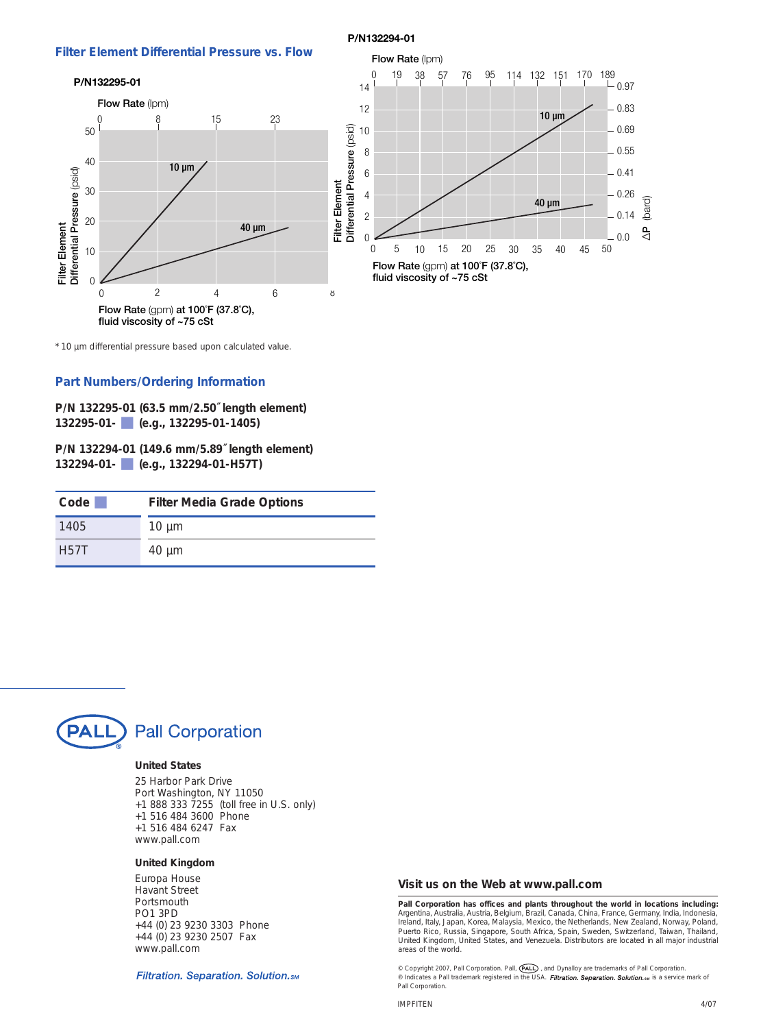## Filter Element Differential Pressure vs. Flow

P/N132295-01

Flow Rate (lpm)

0 8 15 23

Filter Element Differential Pressure (psid)

50 40 30 20 10 0

10 µm

40 µm

0 2 4 6 8

Flow Rate (gpm) at 100˚F (37.8˚C), fluid viscosity of ~75 cSt

P/N132294-01

Flow Rate (lpm)

0 19 38 57 76 95 114 132 151 170 189

Filter Element Differential Pressure (psid)

14 12 10 8 6 4 2 0

10 µm

40 µm

0.97 0.83 0.69 0.55 0.41 0.26 0.14 0.0

ΔP (bard)

0 5 10 15 20 25 30 35 40 45 50

Flow Rate (gpm) at 100˚F (37.8˚C), fluid viscosity of ~75 cSt

* 10 µm differential pressure based upon calculated value.

## Part Numbers/Ordering Information

**P/N 132295-01 (63.5 mm/2.50˝ length element)**
**132295-01- ▢ (e.g., 132295-01-1405)**

**P/N 132294-01 (149.6 mm/5.89˝ length element)**
**132294-01- ▢ (e.g., 132294-01-H57T)**

| Code ▢ | Filter Media Grade Options |
|---|---|
| 1405 | 10 µm |
| H57T | 40 µm |

## Pall Corporation

**United States**

25 Harbor Park Drive
Port Washington, NY 11050
+1 888 333 7255 (toll free in U.S. only)
+1 516 484 3600 Phone
+1 516 484 6247 Fax
www.pall.com

**United Kingdom**

Europa House
Havant Street
Portsmouth
PO1 3PD
+44 (0) 23 9230 3303 Phone
+44 (0) 23 9230 2507 Fax
www.pall.com

*Filtration. Separation. Solution.SM*

### Visit us on the Web at www.pall.com

**Pall Corporation has offices and plants throughout the world in locations including:** Argentina, Australia, Austria, Belgium, Brazil, Canada, China, France, Germany, India, Indonesia, Ireland, Italy, Japan, Korea, Malaysia, Mexico, the Netherlands, New Zealand, Norway, Poland, Puerto Rico, Russia, Singapore, South Africa, Spain, Sweden, Switzerland, Taiwan, Thailand, United Kingdom, United States, and Venezuela. Distributors are located in all major industrial areas of the world.

© Copyright 2007, Pall Corporation. Pall, PALL, and Dynalloy are trademarks of Pall Corporation. ® Indicates a Pall trademark registered in the USA. *Filtration. Separation. Solution.SM* is a service mark of Pall Corporation.

IMPFITEN 4/07